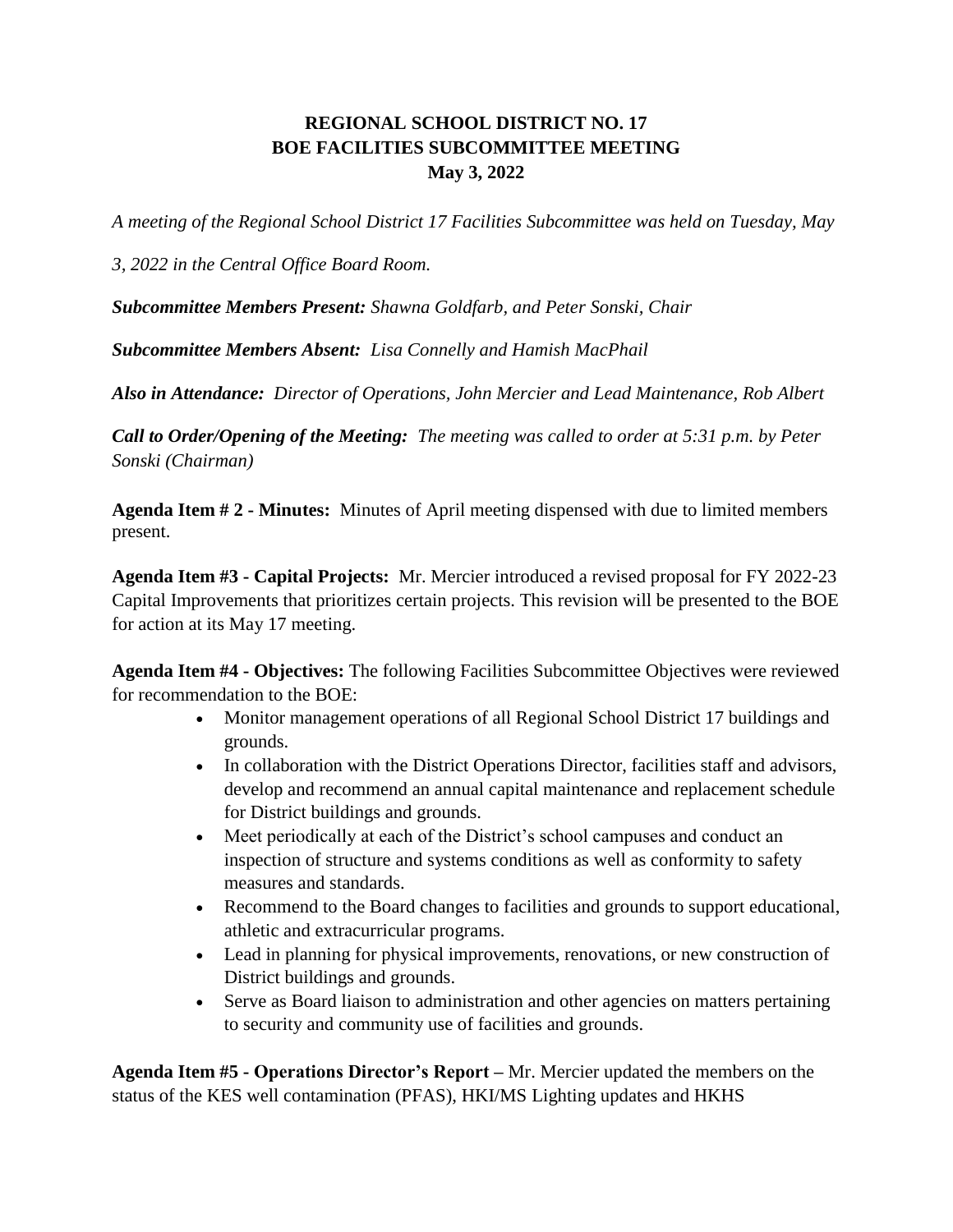# REGIONAL SCHOOL DISTRICT NO. 17
## BOE FACILITIES SUBCOMMITTEE MEETING
### May 3, 2022

*A meeting of the Regional School District 17 Facilities Subcommittee was held on Tuesday, May 3, 2022 in the Central Office Board Room.*

***Subcommittee Members Present:*** *Shawna Goldfarb, and Peter Sonski, Chair*

***Subcommittee Members Absent:*** *Lisa Connelly and Hamish MacPhail*

***Also in Attendance:*** *Director of Operations, John Mercier and Lead Maintenance, Rob Albert*

***Call to Order/Opening of the Meeting:*** *The meeting was called to order at 5:31 p.m. by Peter Sonski (Chairman)*

**Agenda Item # 2 - Minutes:** Minutes of April meeting dispensed with due to limited members present.

**Agenda Item #3 - Capital Projects:** Mr. Mercier introduced a revised proposal for FY 2022-23 Capital Improvements that prioritizes certain projects. This revision will be presented to the BOE for action at its May 17 meeting.

**Agenda Item #4 - Objectives:** The following Facilities Subcommittee Objectives were reviewed for recommendation to the BOE:

- Monitor management operations of all Regional School District 17 buildings and grounds.
- In collaboration with the District Operations Director, facilities staff and advisors, develop and recommend an annual capital maintenance and replacement schedule for District buildings and grounds.
- Meet periodically at each of the District's school campuses and conduct an inspection of structure and systems conditions as well as conformity to safety measures and standards.
- Recommend to the Board changes to facilities and grounds to support educational, athletic and extracurricular programs.
- Lead in planning for physical improvements, renovations, or new construction of District buildings and grounds.
- Serve as Board liaison to administration and other agencies on matters pertaining to security and community use of facilities and grounds.

**Agenda Item #5 - Operations Director's Report –** Mr. Mercier updated the members on the status of the KES well contamination (PFAS), HKI/MS Lighting updates and HKHS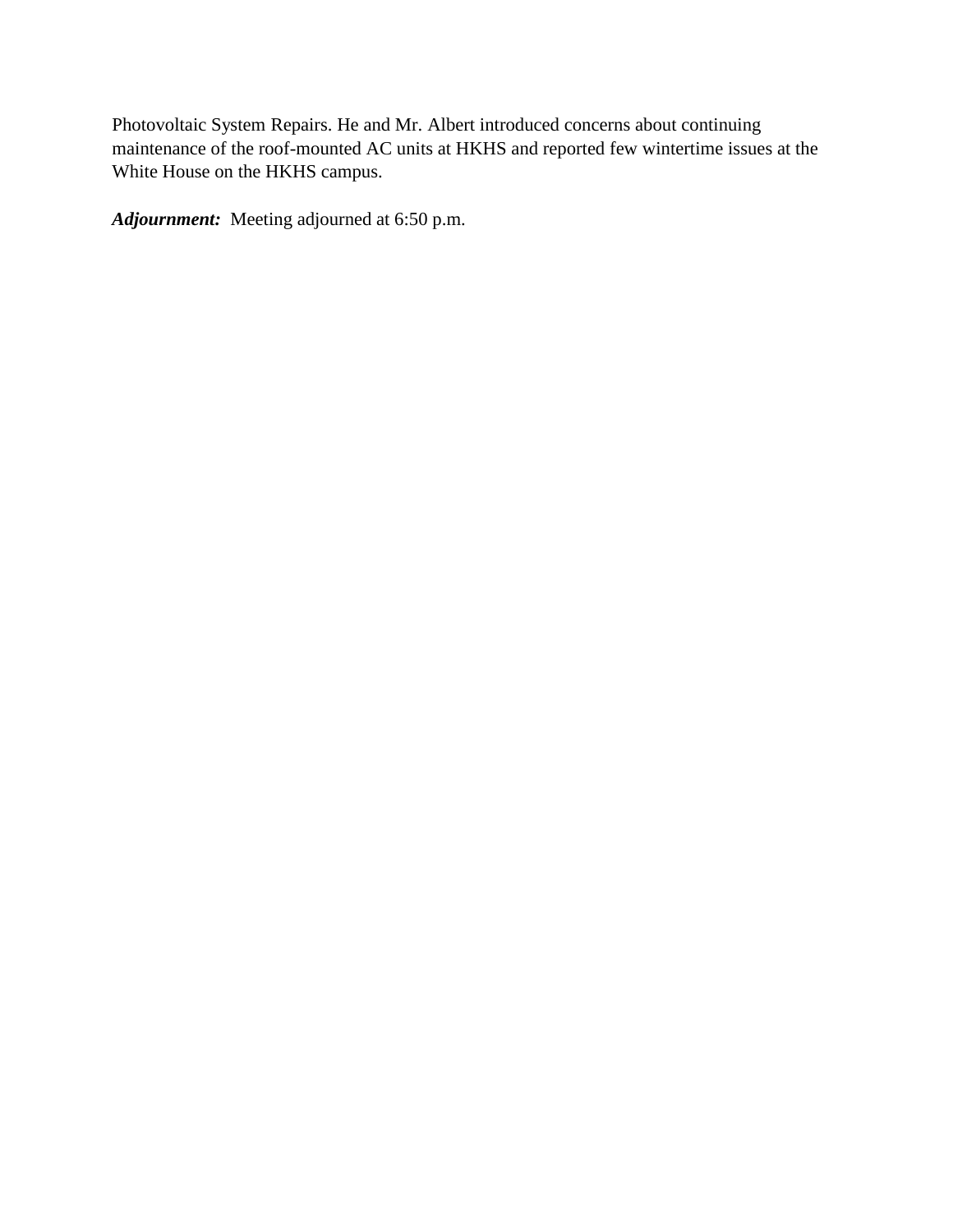Photovoltaic System Repairs. He and Mr. Albert introduced concerns about continuing maintenance of the roof-mounted AC units at HKHS and reported few wintertime issues at the White House on the HKHS campus.

***Adjournment:*** Meeting adjourned at 6:50 p.m.